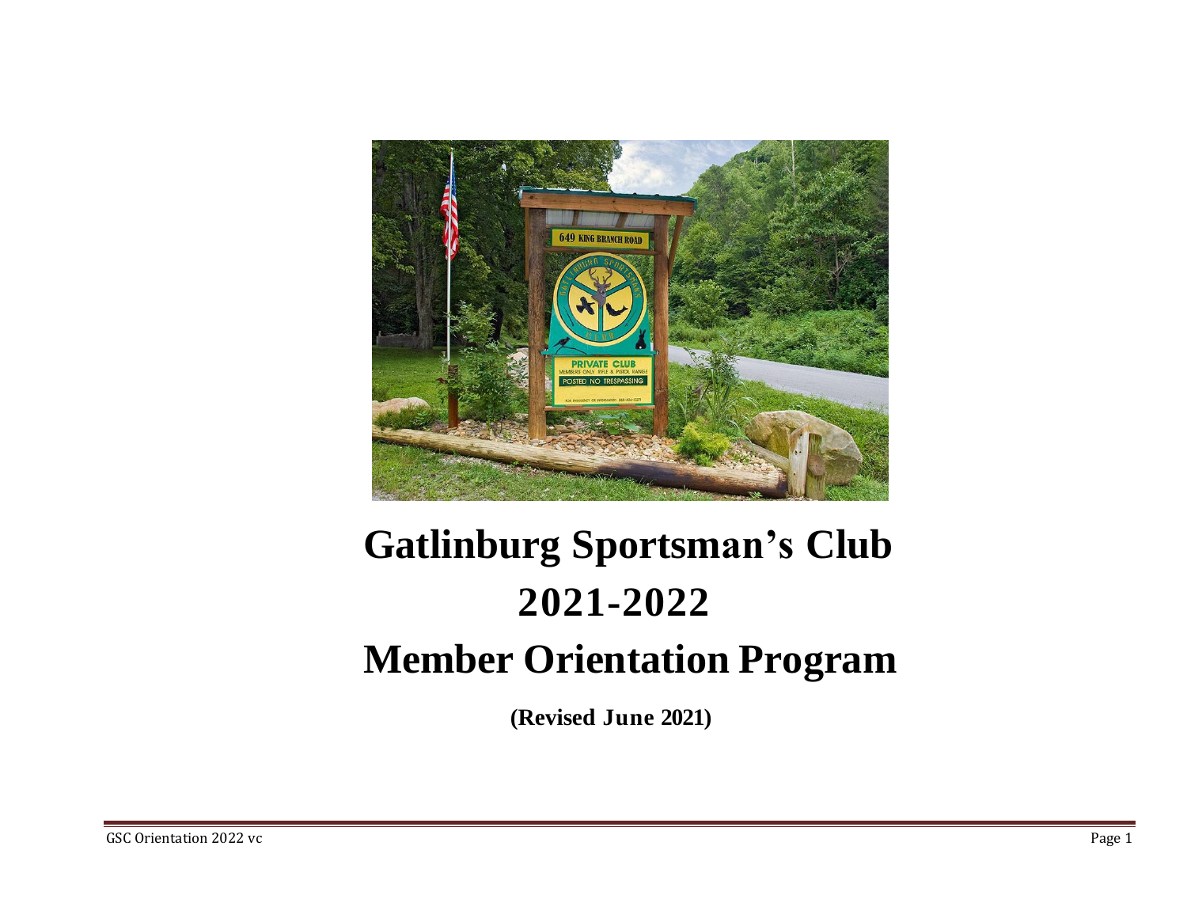# Gatlinburg Sportsman's Club

# 2021-2022

# Member Orientation Program

**(Revised June 2021)**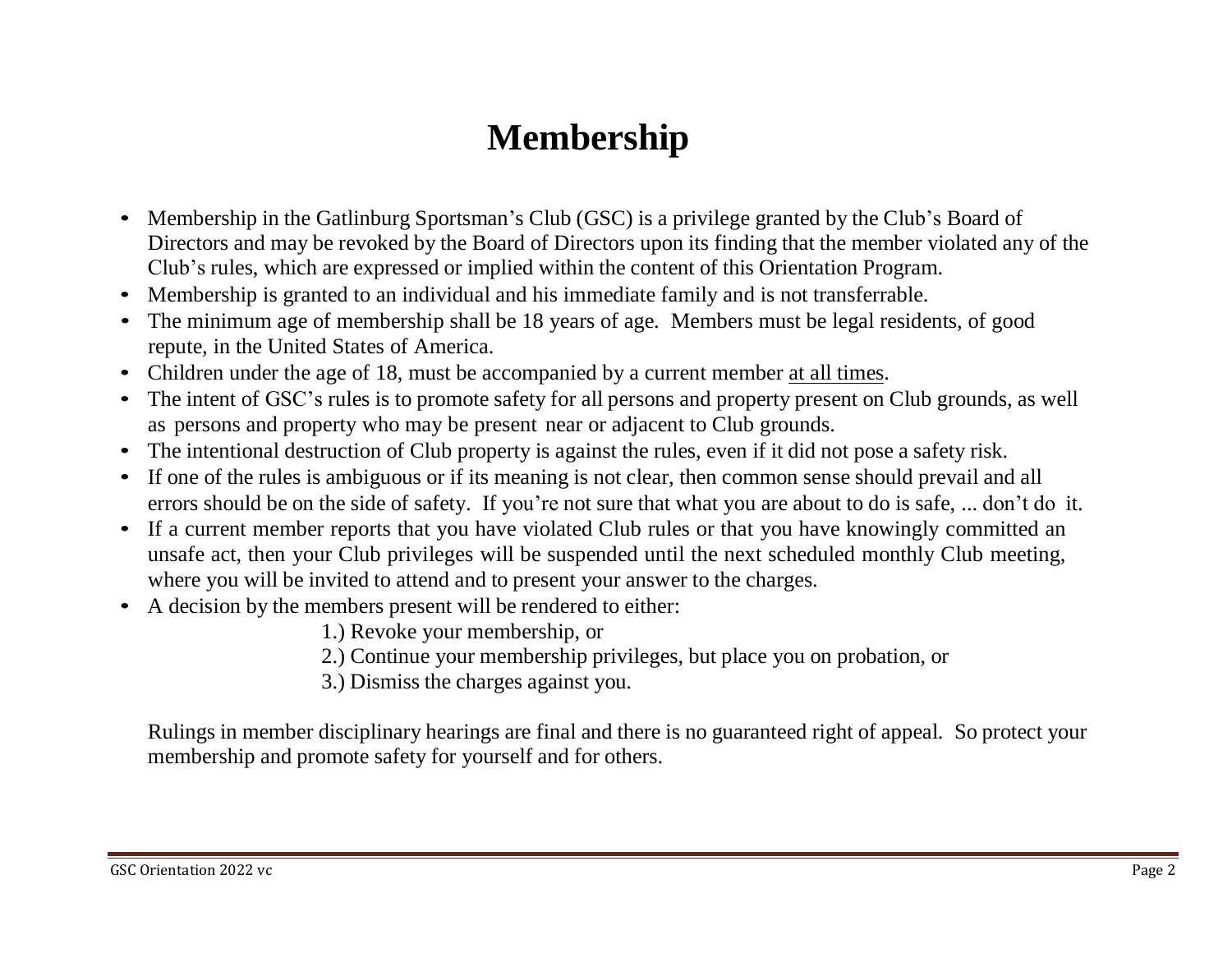# Membership

- Membership in the Gatlinburg Sportsman's Club (GSC) is a privilege granted by the Club's Board of Directors and may be revoked by the Board of Directors upon its finding that the member violated any of the Club's rules, which are expressed or implied within the content of this Orientation Program.
- Membership is granted to an individual and his immediate family and is not transferrable.
- The minimum age of membership shall be 18 years of age. Members must be legal residents, of good repute, in the United States of America.
- Children under the age of 18, must be accompanied by a current member <u>at all times</u>.
- The intent of GSC's rules is to promote safety for all persons and property present on Club grounds, as well as persons and property who may be present near or adjacent to Club grounds.
- The intentional destruction of Club property is against the rules, even if it did not pose a safety risk.
- If one of the rules is ambiguous or if its meaning is not clear, then common sense should prevail and all errors should be on the side of safety. If you're not sure that what you are about to do is safe, ... don't do it.
- If a current member reports that you have violated Club rules or that you have knowingly committed an unsafe act, then your Club privileges will be suspended until the next scheduled monthly Club meeting, where you will be invited to attend and to present your answer to the charges.
- A decision by the members present will be rendered to either:
  - 1.) Revoke your membership, or
  - 2.) Continue your membership privileges, but place you on probation, or
  - 3.) Dismiss the charges against you.

Rulings in member disciplinary hearings are final and there is no guaranteed right of appeal. So protect your membership and promote safety for yourself and for others.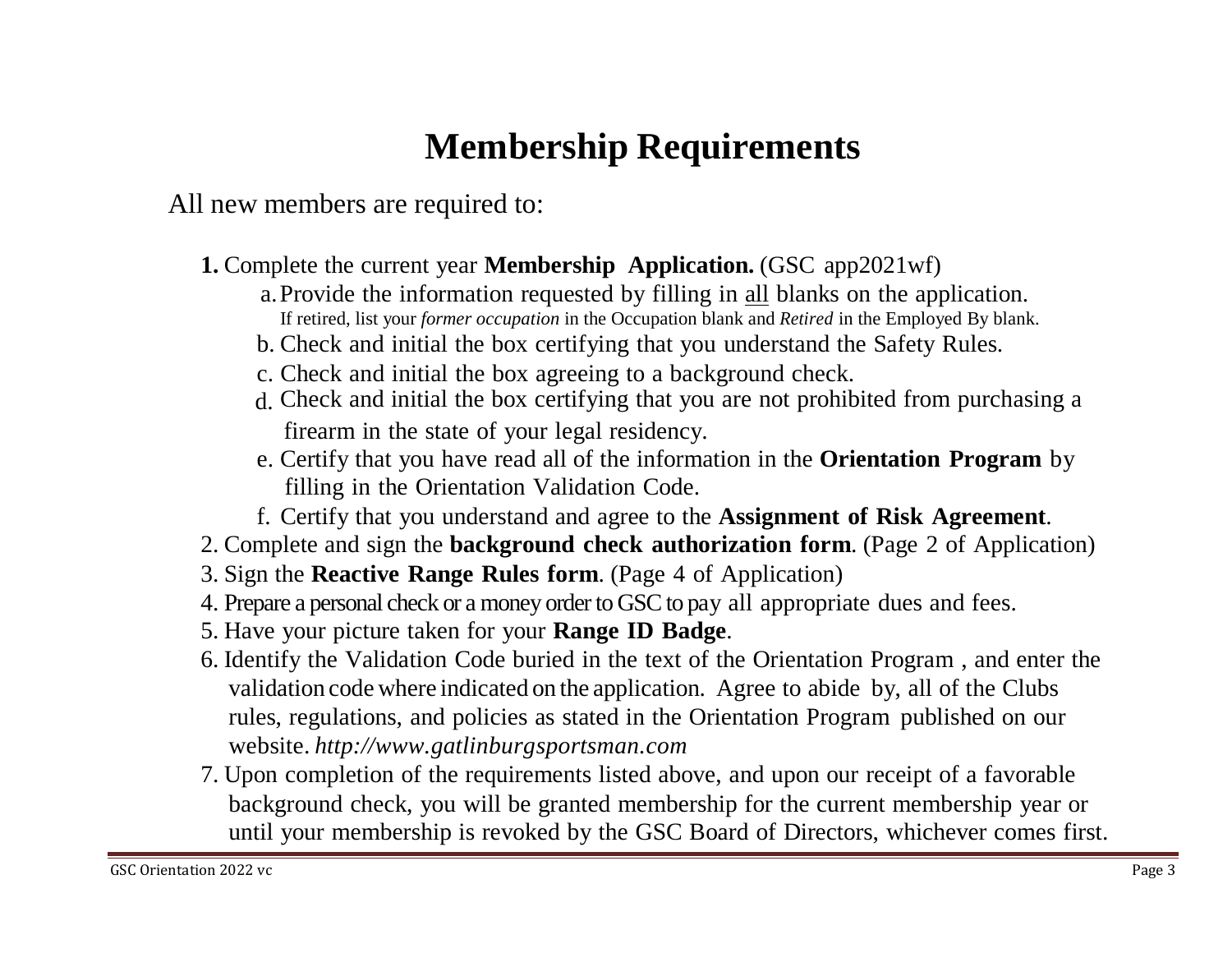# Membership Requirements

All new members are required to:

1. Complete the current year **Membership Application.** (GSC app2021wf)
   a. Provide the information requested by filling in all blanks on the application. If retired, list your *former occupation* in the Occupation blank and *Retired* in the Employed By blank.
   b. Check and initial the box certifying that you understand the Safety Rules.
   c. Check and initial the box agreeing to a background check.
   d. Check and initial the box certifying that you are not prohibited from purchasing a firearm in the state of your legal residency.
   e. Certify that you have read all of the information in the **Orientation Program** by filling in the Orientation Validation Code.
   f. Certify that you understand and agree to the **Assignment of Risk Agreement**.
2. Complete and sign the **background check authorization form**. (Page 2 of Application)
3. Sign the **Reactive Range Rules form**. (Page 4 of Application)
4. Prepare a personal check or a money order to GSC to pay all appropriate dues and fees.
5. Have your picture taken for your **Range ID Badge**.
6. Identify the Validation Code buried in the text of the Orientation Program , and enter the validation code where indicated on the application. Agree to abide by, all of the Clubs rules, regulations, and policies as stated in the Orientation Program published on our website. *http://www.gatlinburgsportsman.com*
7. Upon completion of the requirements listed above, and upon our receipt of a favorable background check, you will be granted membership for the current membership year or until your membership is revoked by the GSC Board of Directors, whichever comes first.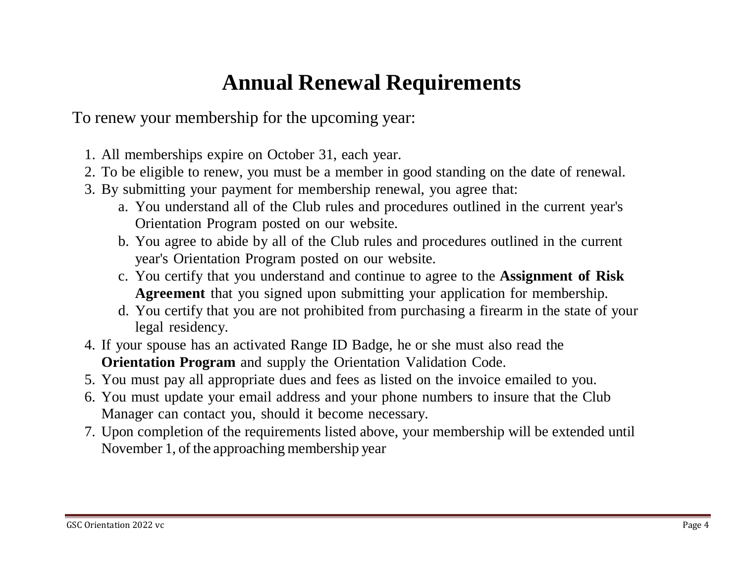# Annual Renewal Requirements

To renew your membership for the upcoming year:

1. All memberships expire on October 31, each year.
2. To be eligible to renew, you must be a member in good standing on the date of renewal.
3. By submitting your payment for membership renewal, you agree that:
    a. You understand all of the Club rules and procedures outlined in the current year's Orientation Program posted on our website.
    b. You agree to abide by all of the Club rules and procedures outlined in the current year's Orientation Program posted on our website.
    c. You certify that you understand and continue to agree to the **Assignment of Risk Agreement** that you signed upon submitting your application for membership.
    d. You certify that you are not prohibited from purchasing a firearm in the state of your legal residency.
4. If your spouse has an activated Range ID Badge, he or she must also read the **Orientation Program** and supply the Orientation Validation Code.
5. You must pay all appropriate dues and fees as listed on the invoice emailed to you.
6. You must update your email address and your phone numbers to insure that the Club Manager can contact you, should it become necessary.
7. Upon completion of the requirements listed above, your membership will be extended until November 1, of the approaching membership year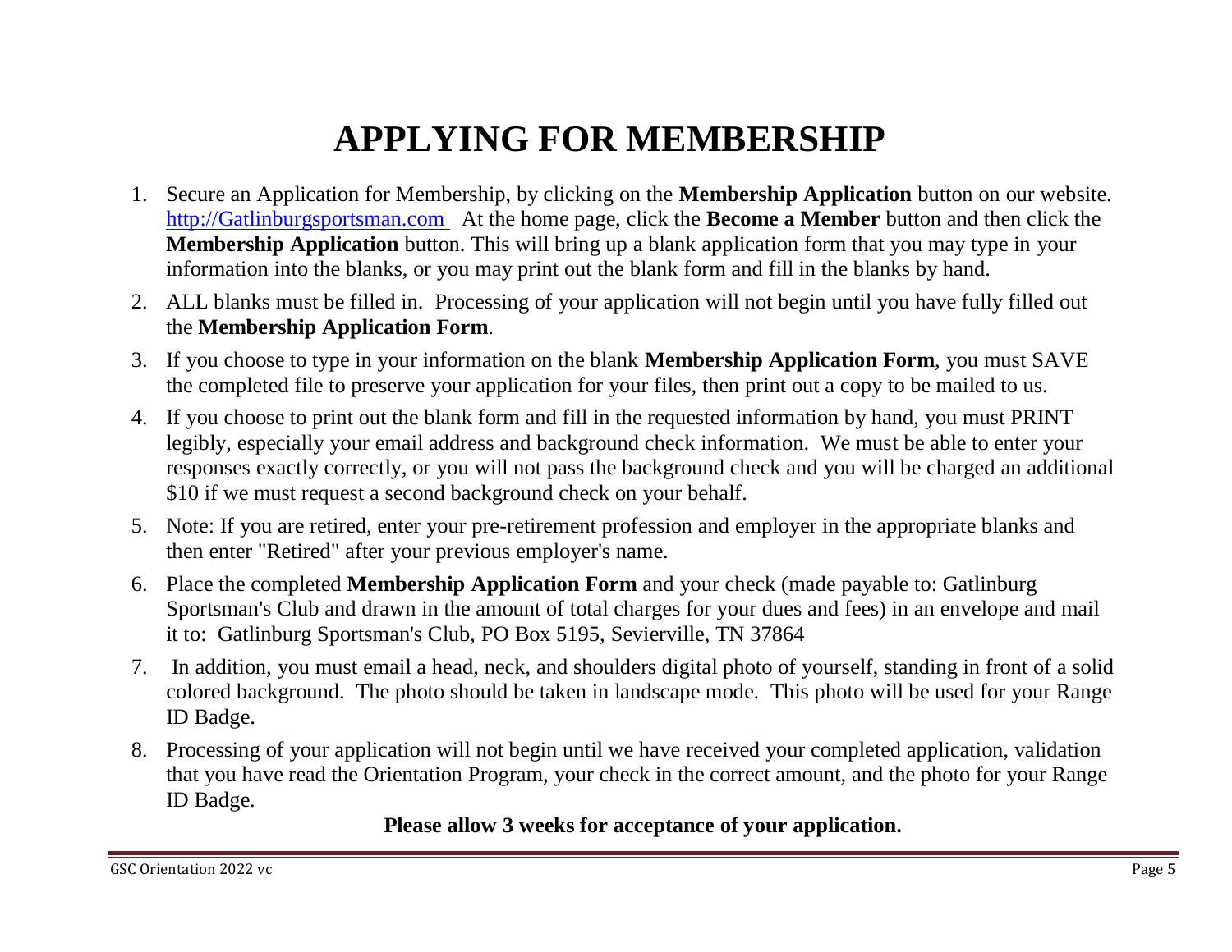# APPLYING FOR MEMBERSHIP

1. Secure an Application for Membership, by clicking on the **Membership Application** button on our website. http://Gatlinburgsportsman.com At the home page, click the **Become a Member** button and then click the **Membership Application** button. This will bring up a blank application form that you may type in your information into the blanks, or you may print out the blank form and fill in the blanks by hand.
2. ALL blanks must be filled in. Processing of your application will not begin until you have fully filled out the **Membership Application Form**.
3. If you choose to type in your information on the blank **Membership Application Form**, you must SAVE the completed file to preserve your application for your files, then print out a copy to be mailed to us.
4. If you choose to print out the blank form and fill in the requested information by hand, you must PRINT legibly, especially your email address and background check information. We must be able to enter your responses exactly correctly, or you will not pass the background check and you will be charged an additional $10 if we must request a second background check on your behalf.
5. Note: If you are retired, enter your pre-retirement profession and employer in the appropriate blanks and then enter "Retired" after your previous employer's name.
6. Place the completed **Membership Application Form** and your check (made payable to: Gatlinburg Sportsman's Club and drawn in the amount of total charges for your dues and fees) in an envelope and mail it to: Gatlinburg Sportsman's Club, PO Box 5195, Sevierville, TN 37864
7. In addition, you must email a head, neck, and shoulders digital photo of yourself, standing in front of a solid colored background. The photo should be taken in landscape mode. This photo will be used for your Range ID Badge.
8. Processing of your application will not begin until we have received your completed application, validation that you have read the Orientation Program, your check in the correct amount, and the photo for your Range ID Badge.

**Please allow 3 weeks for acceptance of your application.**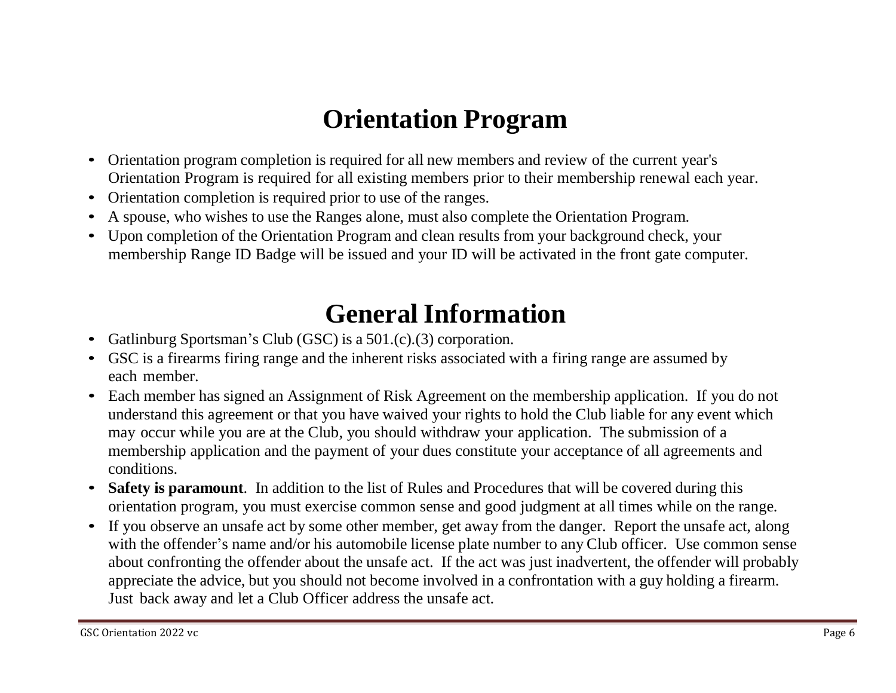# Orientation Program

- Orientation program completion is required for all new members and review of the current year's Orientation Program is required for all existing members prior to their membership renewal each year.
- Orientation completion is required prior to use of the ranges.
- A spouse, who wishes to use the Ranges alone, must also complete the Orientation Program.
- Upon completion of the Orientation Program and clean results from your background check, your membership Range ID Badge will be issued and your ID will be activated in the front gate computer.

# General Information

- Gatlinburg Sportsman's Club (GSC) is a 501.(c).(3) corporation.
- GSC is a firearms firing range and the inherent risks associated with a firing range are assumed by each member.
- Each member has signed an Assignment of Risk Agreement on the membership application. If you do not understand this agreement or that you have waived your rights to hold the Club liable for any event which may occur while you are at the Club, you should withdraw your application. The submission of a membership application and the payment of your dues constitute your acceptance of all agreements and conditions.
- **Safety is paramount**. In addition to the list of Rules and Procedures that will be covered during this orientation program, you must exercise common sense and good judgment at all times while on the range.
- If you observe an unsafe act by some other member, get away from the danger. Report the unsafe act, along with the offender's name and/or his automobile license plate number to any Club officer. Use common sense about confronting the offender about the unsafe act. If the act was just inadvertent, the offender will probably appreciate the advice, but you should not become involved in a confrontation with a guy holding a firearm. Just back away and let a Club Officer address the unsafe act.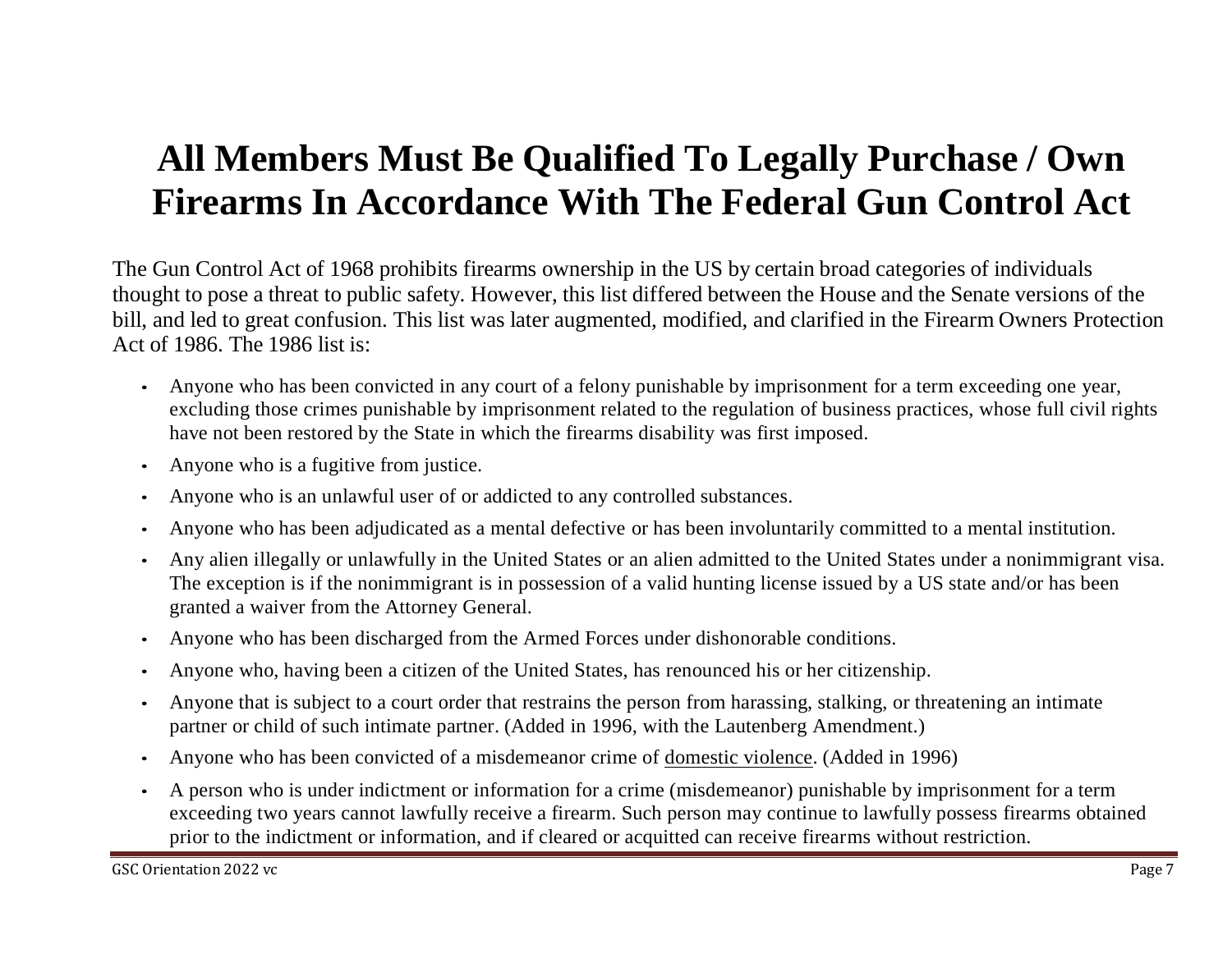# All Members Must Be Qualified To Legally Purchase / Own Firearms In Accordance With The Federal Gun Control Act

The Gun Control Act of 1968 prohibits firearms ownership in the US by certain broad categories of individuals thought to pose a threat to public safety. However, this list differed between the House and the Senate versions of the bill, and led to great confusion. This list was later augmented, modified, and clarified in the Firearm Owners Protection Act of 1986. The 1986 list is:

- Anyone who has been convicted in any court of a felony punishable by imprisonment for a term exceeding one year, excluding those crimes punishable by imprisonment related to the regulation of business practices, whose full civil rights have not been restored by the State in which the firearms disability was first imposed.
- Anyone who is a fugitive from justice.
- Anyone who is an unlawful user of or addicted to any controlled substances.
- Anyone who has been adjudicated as a mental defective or has been involuntarily committed to a mental institution.
- Any alien illegally or unlawfully in the United States or an alien admitted to the United States under a nonimmigrant visa. The exception is if the nonimmigrant is in possession of a valid hunting license issued by a US state and/or has been granted a waiver from the Attorney General.
- Anyone who has been discharged from the Armed Forces under dishonorable conditions.
- Anyone who, having been a citizen of the United States, has renounced his or her citizenship.
- Anyone that is subject to a court order that restrains the person from harassing, stalking, or threatening an intimate partner or child of such intimate partner. (Added in 1996, with the Lautenberg Amendment.)
- Anyone who has been convicted of a misdemeanor crime of domestic violence. (Added in 1996)
- A person who is under indictment or information for a crime (misdemeanor) punishable by imprisonment for a term exceeding two years cannot lawfully receive a firearm. Such person may continue to lawfully possess firearms obtained prior to the indictment or information, and if cleared or acquitted can receive firearms without restriction.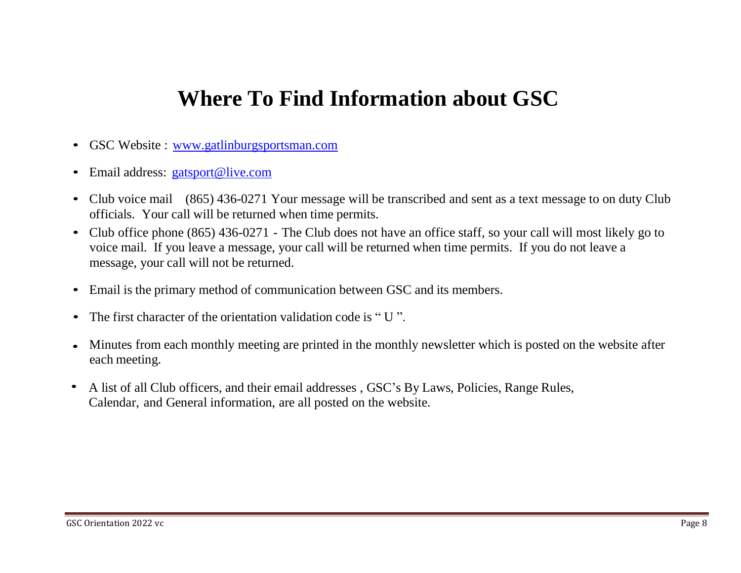# Where To Find Information about GSC

- GSC Website : www.gatlinburgsportsman.com
- Email address: gatsport@live.com
- Club voice mail (865) 436-0271 Your message will be transcribed and sent as a text message to on duty Club officials. Your call will be returned when time permits.
- Club office phone (865) 436-0271 - The Club does not have an office staff, so your call will most likely go to voice mail. If you leave a message, your call will be returned when time permits. If you do not leave a message, your call will not be returned.
- Email is the primary method of communication between GSC and its members.
- The first character of the orientation validation code is " U ".
- Minutes from each monthly meeting are printed in the monthly newsletter which is posted on the website after each meeting.
- A list of all Club officers, and their email addresses , GSC's By Laws, Policies, Range Rules, Calendar, and General information, are all posted on the website.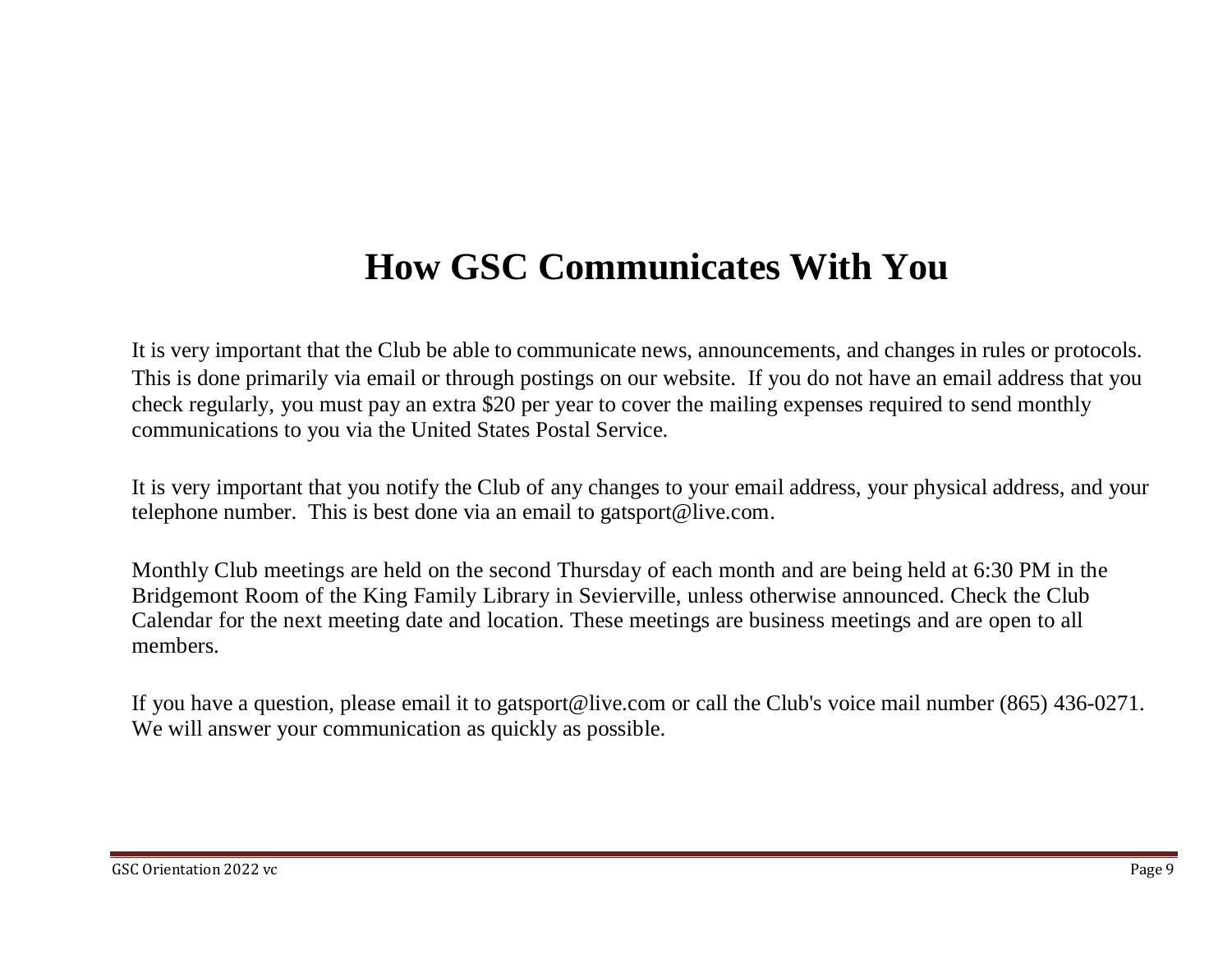# How GSC Communicates With You

It is very important that the Club be able to communicate news, announcements, and changes in rules or protocols. This is done primarily via email or through postings on our website. If you do not have an email address that you check regularly, you must pay an extra $20 per year to cover the mailing expenses required to send monthly communications to you via the United States Postal Service.

It is very important that you notify the Club of any changes to your email address, your physical address, and your telephone number. This is best done via an email to gatsport@live.com.

Monthly Club meetings are held on the second Thursday of each month and are being held at 6:30 PM in the Bridgemont Room of the King Family Library in Sevierville, unless otherwise announced. Check the Club Calendar for the next meeting date and location. These meetings are business meetings and are open to all members.

If you have a question, please email it to gatsport@live.com or call the Club's voice mail number (865) 436-0271. We will answer your communication as quickly as possible.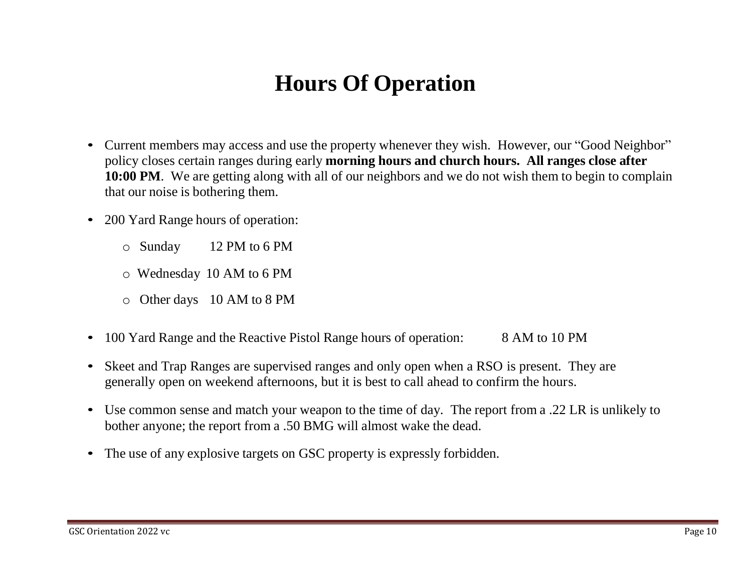# Hours Of Operation

- Current members may access and use the property whenever they wish. However, our "Good Neighbor" policy closes certain ranges during early **morning hours and church hours. All ranges close after 10:00 PM**. We are getting along with all of our neighbors and we do not wish them to begin to complain that our noise is bothering them.

- 200 Yard Range hours of operation:

  - Sunday 12 PM to 6 PM
  - Wednesday 10 AM to 6 PM
  - Other days 10 AM to 8 PM

- 100 Yard Range and the Reactive Pistol Range hours of operation: 8 AM to 10 PM

- Skeet and Trap Ranges are supervised ranges and only open when a RSO is present. They are generally open on weekend afternoons, but it is best to call ahead to confirm the hours.

- Use common sense and match your weapon to the time of day. The report from a .22 LR is unlikely to bother anyone; the report from a .50 BMG will almost wake the dead.

- The use of any explosive targets on GSC property is expressly forbidden.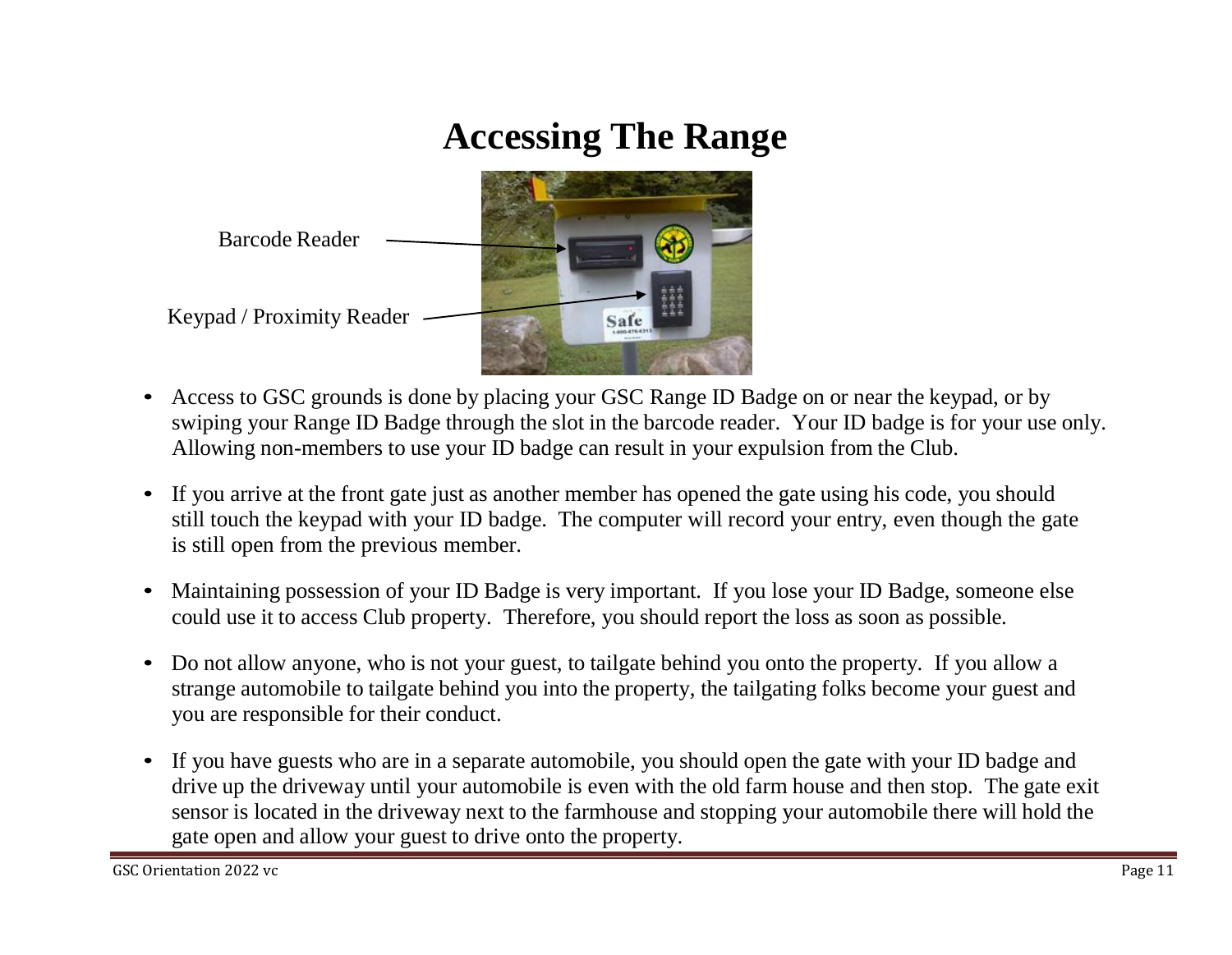# Accessing The Range

Barcode Reader

Keypad / Proximity Reader

- Access to GSC grounds is done by placing your GSC Range ID Badge on or near the keypad, or by swiping your Range ID Badge through the slot in the barcode reader. Your ID badge is for your use only. Allowing non-members to use your ID badge can result in your expulsion from the Club.

- If you arrive at the front gate just as another member has opened the gate using his code, you should still touch the keypad with your ID badge. The computer will record your entry, even though the gate is still open from the previous member.

- Maintaining possession of your ID Badge is very important. If you lose your ID Badge, someone else could use it to access Club property. Therefore, you should report the loss as soon as possible.

- Do not allow anyone, who is not your guest, to tailgate behind you onto the property. If you allow a strange automobile to tailgate behind you into the property, the tailgating folks become your guest and you are responsible for their conduct.

- If you have guests who are in a separate automobile, you should open the gate with your ID badge and drive up the driveway until your automobile is even with the old farm house and then stop. The gate exit sensor is located in the driveway next to the farmhouse and stopping your automobile there will hold the gate open and allow your guest to drive onto the property.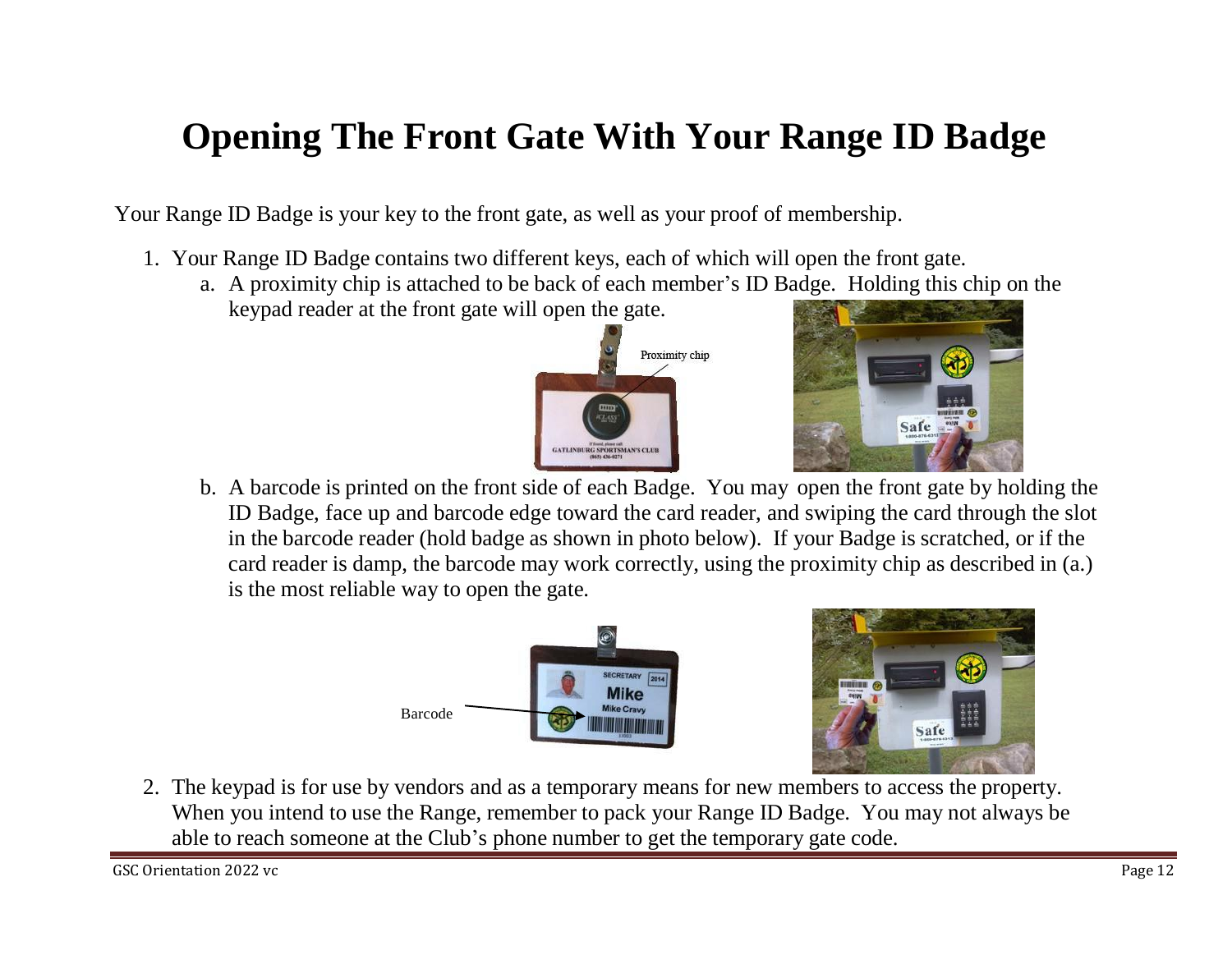# Opening The Front Gate With Your Range ID Badge

Your Range ID Badge is your key to the front gate, as well as your proof of membership.

1. Your Range ID Badge contains two different keys, each of which will open the front gate.
   a. A proximity chip is attached to be back of each member's ID Badge. Holding this chip on the keypad reader at the front gate will open the gate.

      Proximity chip

   b. A barcode is printed on the front side of each Badge. You may open the front gate by holding the ID Badge, face up and barcode edge toward the card reader, and swiping the card through the slot in the barcode reader (hold badge as shown in photo below). If your Badge is scratched, or if the card reader is damp, the barcode may work correctly, using the proximity chip as described in (a.) is the most reliable way to open the gate.

      Barcode

2. The keypad is for use by vendors and as a temporary means for new members to access the property. When you intend to use the Range, remember to pack your Range ID Badge. You may not always be able to reach someone at the Club's phone number to get the temporary gate code.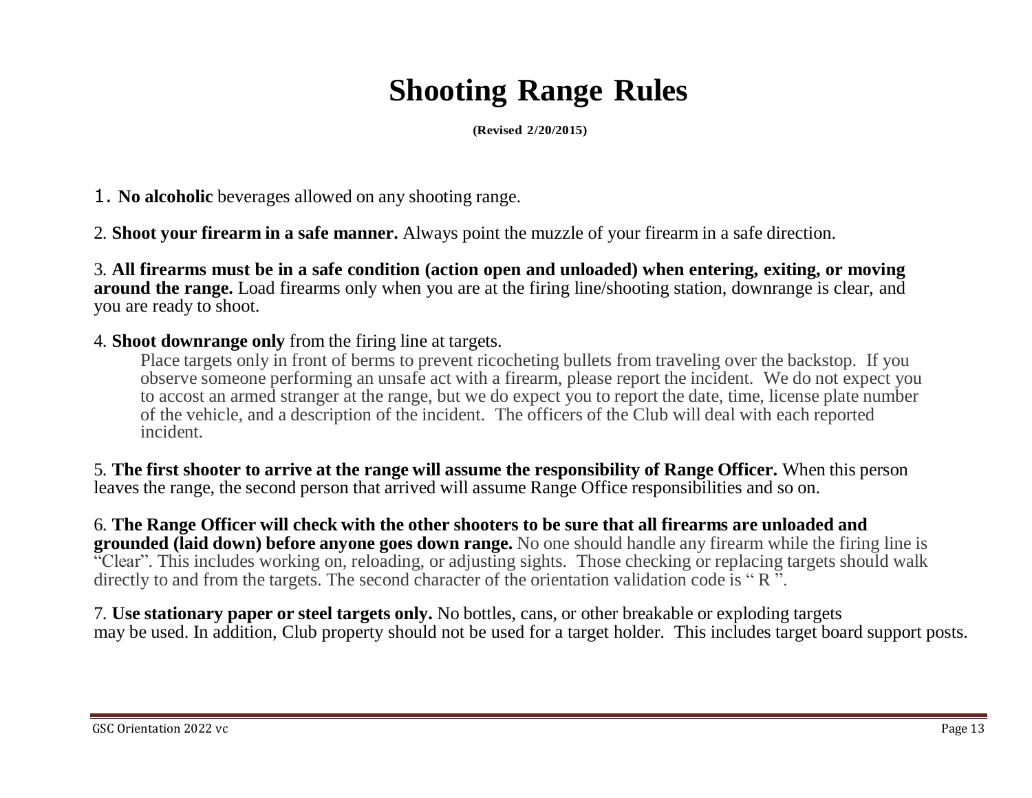# Shooting Range Rules

**(Revised 2/20/2015)**

1. **No alcoholic** beverages allowed on any shooting range.

2. **Shoot your firearm in a safe manner.** Always point the muzzle of your firearm in a safe direction.

3. **All firearms must be in a safe condition (action open and unloaded) when entering, exiting, or moving around the range.** Load firearms only when you are at the firing line/shooting station, downrange is clear, and you are ready to shoot.

4. **Shoot downrange only** from the firing line at targets.

   Place targets only in front of berms to prevent ricocheting bullets from traveling over the backstop. If you observe someone performing an unsafe act with a firearm, please report the incident. We do not expect you to accost an armed stranger at the range, but we do expect you to report the date, time, license plate number of the vehicle, and a description of the incident. The officers of the Club will deal with each reported incident.

5. **The first shooter to arrive at the range will assume the responsibility of Range Officer.** When this person leaves the range, the second person that arrived will assume Range Office responsibilities and so on.

6. **The Range Officer will check with the other shooters to be sure that all firearms are unloaded and grounded (laid down) before anyone goes down range.** No one should handle any firearm while the firing line is "Clear". This includes working on, reloading, or adjusting sights. Those checking or replacing targets should walk directly to and from the targets. The second character of the orientation validation code is " R ".

7. **Use stationary paper or steel targets only.** No bottles, cans, or other breakable or exploding targets may be used. In addition, Club property should not be used for a target holder. This includes target board support posts.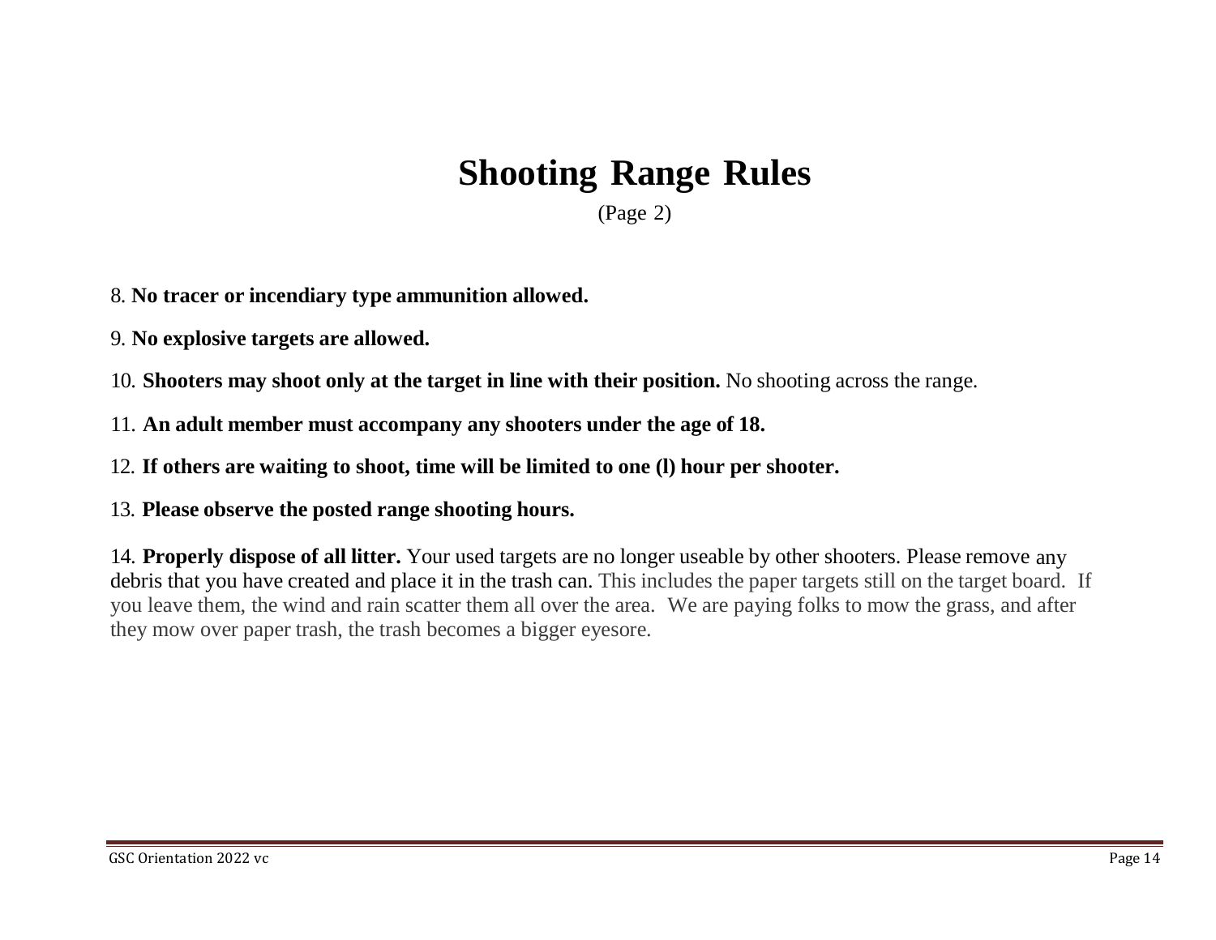# Shooting Range Rules

(Page 2)

8. **No tracer or incendiary type ammunition allowed.**

9. **No explosive targets are allowed.**

10. **Shooters may shoot only at the target in line with their position.** No shooting across the range.

11. **An adult member must accompany any shooters under the age of 18.**

12. **If others are waiting to shoot, time will be limited to one (l) hour per shooter.**

13. **Please observe the posted range shooting hours.**

14. **Properly dispose of all litter.** Your used targets are no longer useable by other shooters. Please remove any debris that you have created and place it in the trash can. This includes the paper targets still on the target board. If you leave them, the wind and rain scatter them all over the area. We are paying folks to mow the grass, and after they mow over paper trash, the trash becomes a bigger eyesore.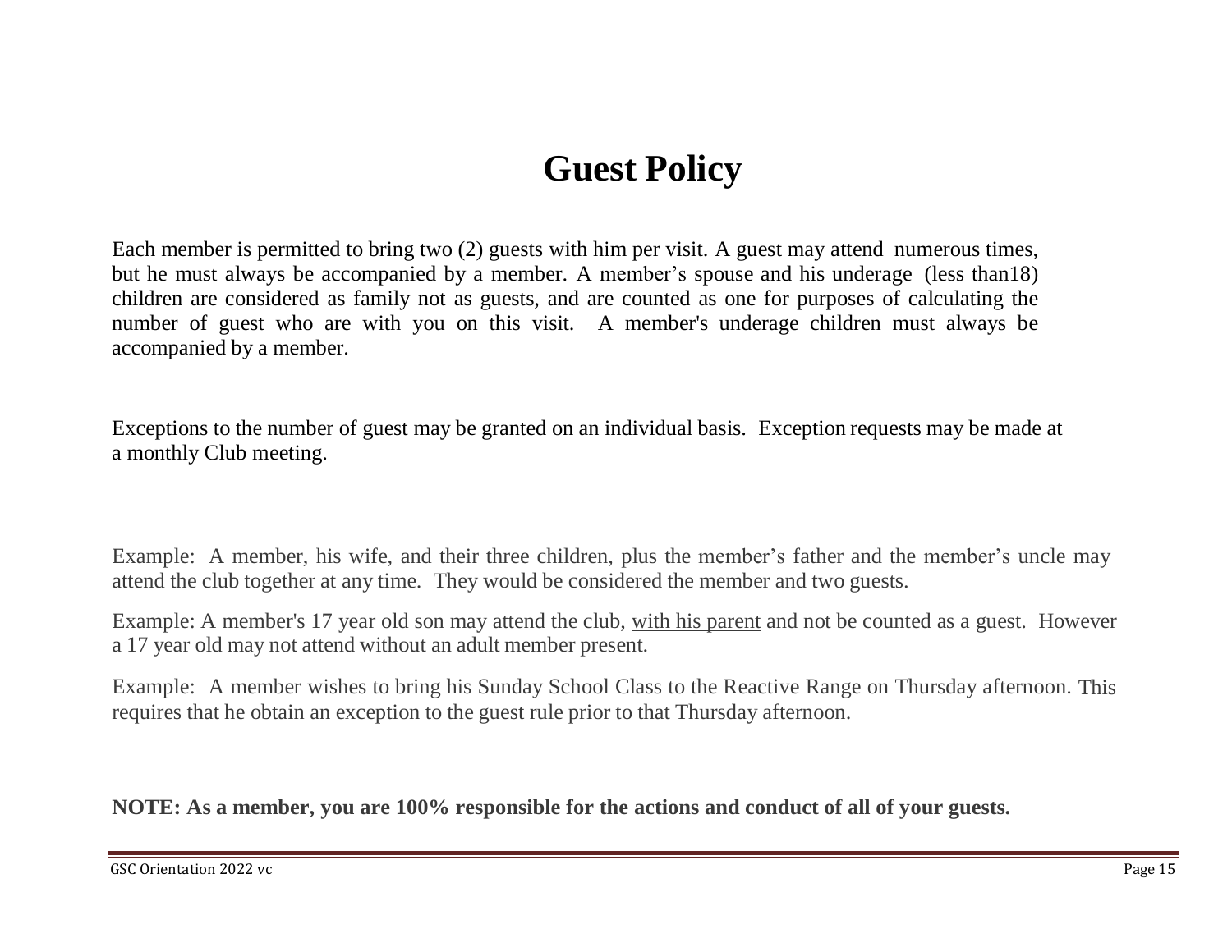# Guest Policy

Each member is permitted to bring two (2) guests with him per visit. A guest may attend numerous times, but he must always be accompanied by a member. A member's spouse and his underage (less than18) children are considered as family not as guests, and are counted as one for purposes of calculating the number of guest who are with you on this visit. A member's underage children must always be accompanied by a member.

Exceptions to the number of guest may be granted on an individual basis. Exception requests may be made at a monthly Club meeting.

Example: A member, his wife, and their three children, plus the member's father and the member's uncle may attend the club together at any time. They would be considered the member and two guests.

Example: A member's 17 year old son may attend the club, <u>with his parent</u> and not be counted as a guest. However a 17 year old may not attend without an adult member present.

Example: A member wishes to bring his Sunday School Class to the Reactive Range on Thursday afternoon. This requires that he obtain an exception to the guest rule prior to that Thursday afternoon.

**NOTE: As a member, you are 100% responsible for the actions and conduct of all of your guests.**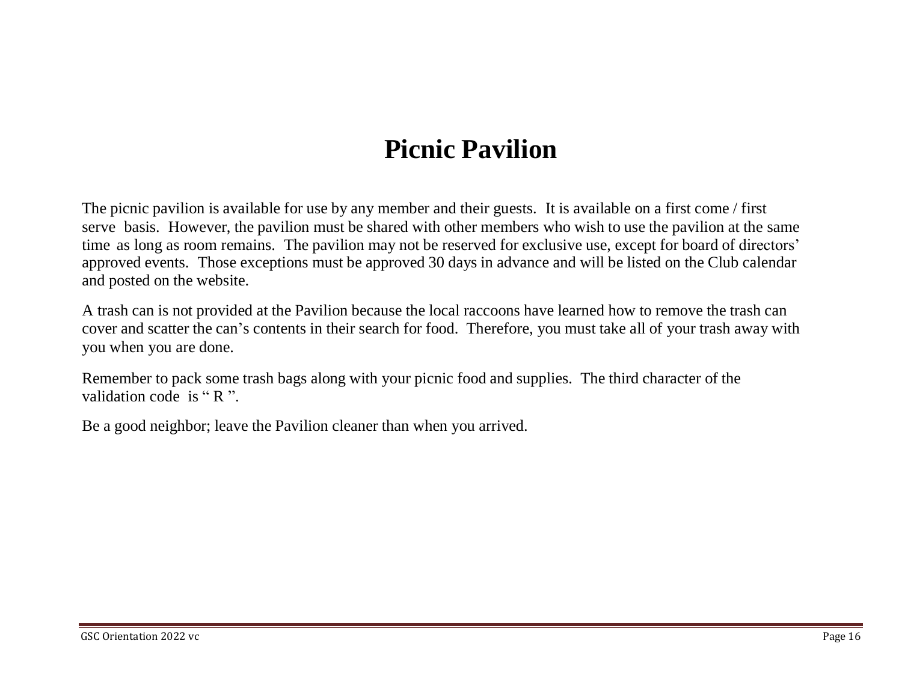# Picnic Pavilion

The picnic pavilion is available for use by any member and their guests. It is available on a first come / first serve basis. However, the pavilion must be shared with other members who wish to use the pavilion at the same time as long as room remains. The pavilion may not be reserved for exclusive use, except for board of directors' approved events. Those exceptions must be approved 30 days in advance and will be listed on the Club calendar and posted on the website.

A trash can is not provided at the Pavilion because the local raccoons have learned how to remove the trash can cover and scatter the can's contents in their search for food. Therefore, you must take all of your trash away with you when you are done.

Remember to pack some trash bags along with your picnic food and supplies. The third character of the validation code is " R ".

Be a good neighbor; leave the Pavilion cleaner than when you arrived.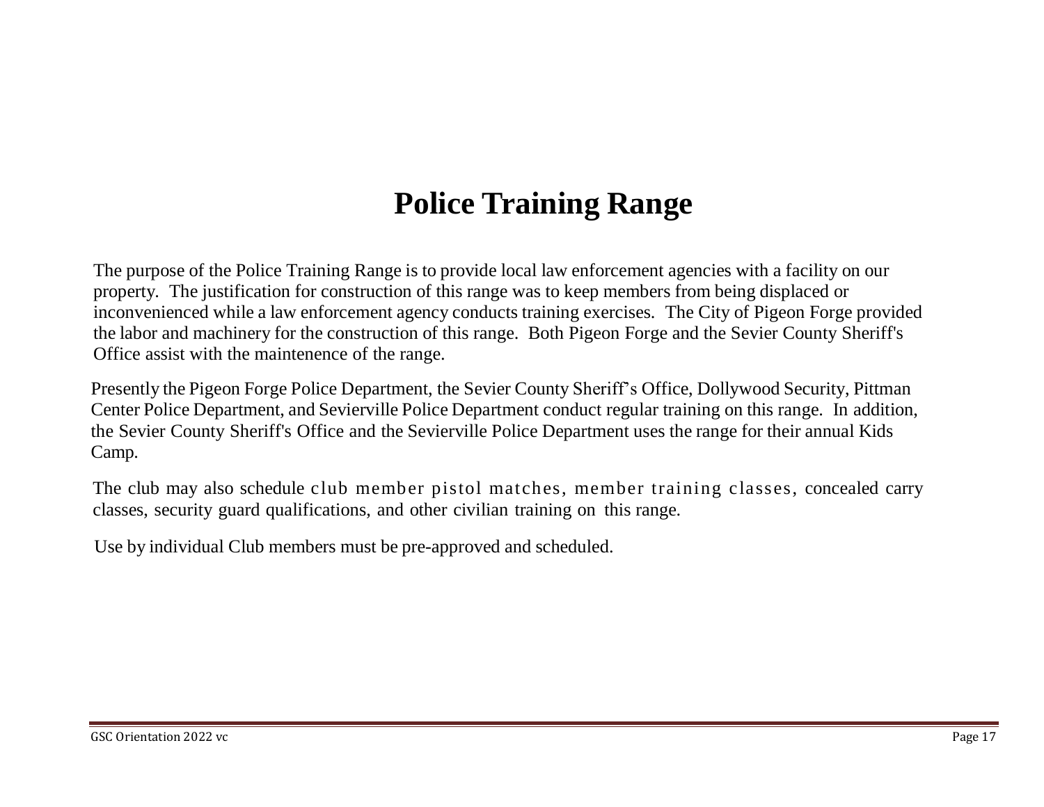# Police Training Range

The purpose of the Police Training Range is to provide local law enforcement agencies with a facility on our property. The justification for construction of this range was to keep members from being displaced or inconvenienced while a law enforcement agency conducts training exercises. The City of Pigeon Forge provided the labor and machinery for the construction of this range. Both Pigeon Forge and the Sevier County Sheriff's Office assist with the maintenence of the range.

Presently the Pigeon Forge Police Department, the Sevier County Sheriff's Office, Dollywood Security, Pittman Center Police Department, and Sevierville Police Department conduct regular training on this range. In addition, the Sevier County Sheriff's Office and the Sevierville Police Department uses the range for their annual Kids Camp.

The club may also schedule club member pistol matches, member training classes, concealed carry classes, security guard qualifications, and other civilian training on this range.

Use by individual Club members must be pre-approved and scheduled.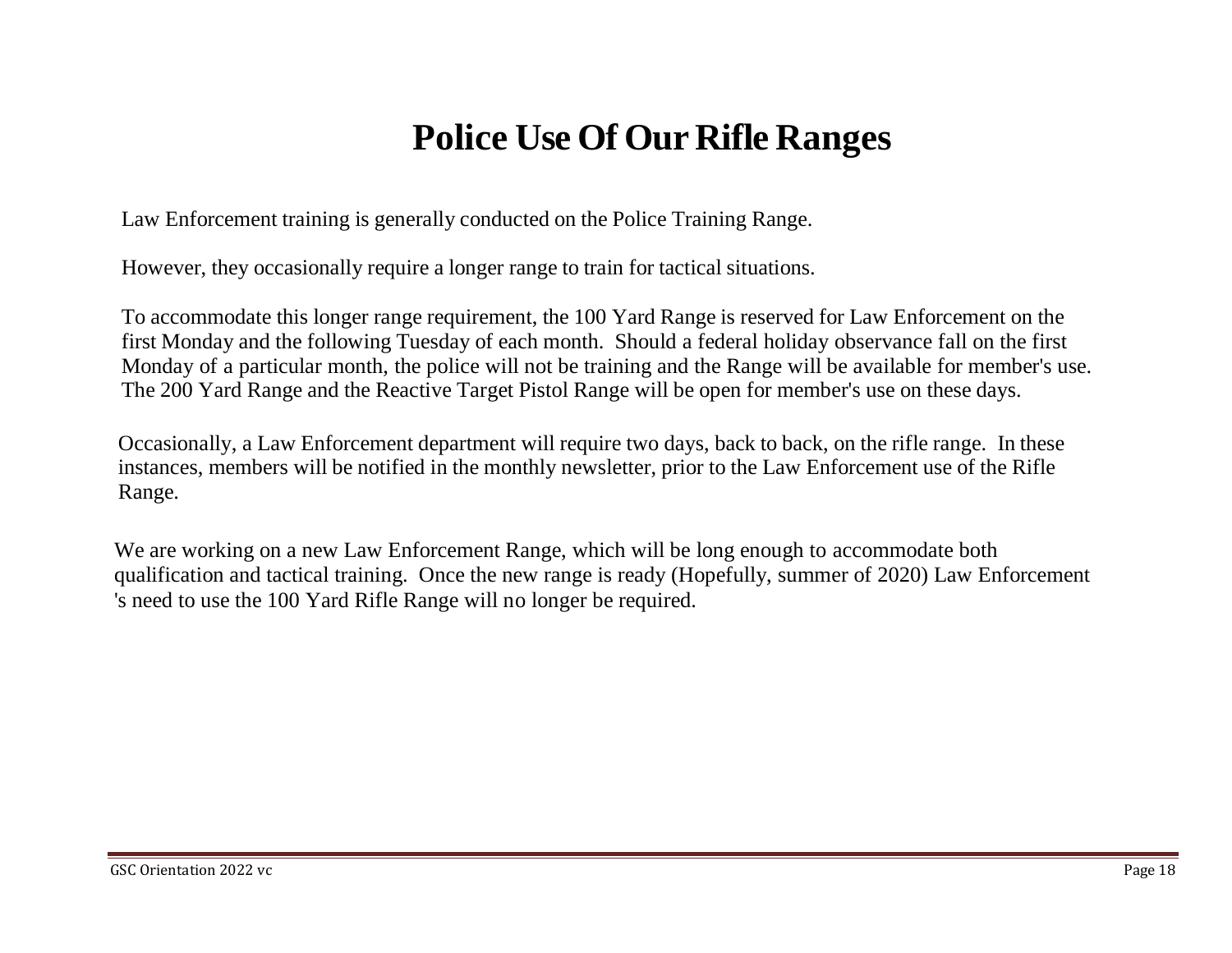# Police Use Of Our Rifle Ranges

Law Enforcement training is generally conducted on the Police Training Range.

However, they occasionally require a longer range to train for tactical situations.

To accommodate this longer range requirement, the 100 Yard Range is reserved for Law Enforcement on the first Monday and the following Tuesday of each month. Should a federal holiday observance fall on the first Monday of a particular month, the police will not be training and the Range will be available for member's use. The 200 Yard Range and the Reactive Target Pistol Range will be open for member's use on these days.

Occasionally, a Law Enforcement department will require two days, back to back, on the rifle range. In these instances, members will be notified in the monthly newsletter, prior to the Law Enforcement use of the Rifle Range.

We are working on a new Law Enforcement Range, which will be long enough to accommodate both qualification and tactical training. Once the new range is ready (Hopefully, summer of 2020) Law Enforcement 's need to use the 100 Yard Rifle Range will no longer be required.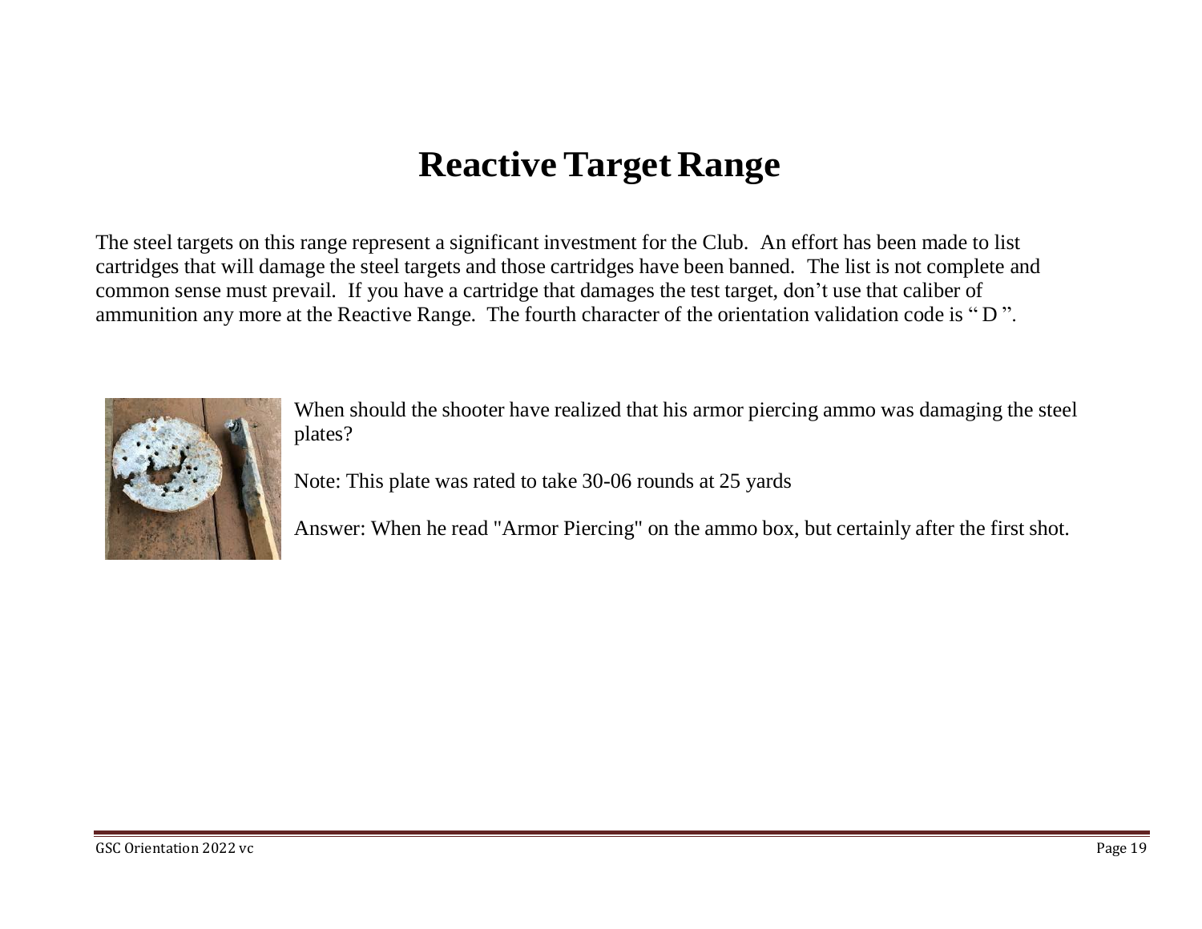# Reactive Target Range

The steel targets on this range represent a significant investment for the Club. An effort has been made to list cartridges that will damage the steel targets and those cartridges have been banned. The list is not complete and common sense must prevail. If you have a cartridge that damages the test target, don't use that caliber of ammunition any more at the Reactive Range. The fourth character of the orientation validation code is " D ".

When should the shooter have realized that his armor piercing ammo was damaging the steel plates?

Note: This plate was rated to take 30-06 rounds at 25 yards

Answer: When he read "Armor Piercing" on the ammo box, but certainly after the first shot.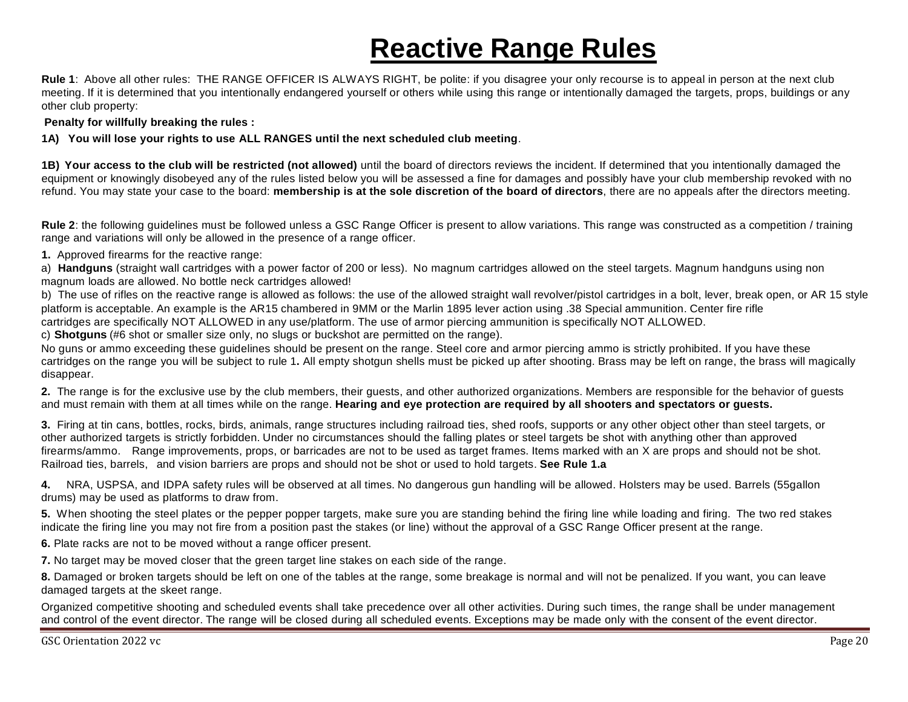# Reactive Range Rules

**Rule 1**: Above all other rules: THE RANGE OFFICER IS ALWAYS RIGHT, be polite: if you disagree your only recourse is to appeal in person at the next club meeting. If it is determined that you intentionally endangered yourself or others while using this range or intentionally damaged the targets, props, buildings or any other club property:

**Penalty for willfully breaking the rules :**

**1A) You will lose your rights to use ALL RANGES until the next scheduled club meeting**.

**1B) Your access to the club will be restricted (not allowed)** until the board of directors reviews the incident. If determined that you intentionally damaged the equipment or knowingly disobeyed any of the rules listed below you will be assessed a fine for damages and possibly have your club membership revoked with no refund. You may state your case to the board: **membership is at the sole discretion of the board of directors**, there are no appeals after the directors meeting.

**Rule 2**: the following guidelines must be followed unless a GSC Range Officer is present to allow variations. This range was constructed as a competition / training range and variations will only be allowed in the presence of a range officer.

**1.** Approved firearms for the reactive range:
a) **Handguns** (straight wall cartridges with a power factor of 200 or less). No magnum cartridges allowed on the steel targets. Magnum handguns using non magnum loads are allowed. No bottle neck cartridges allowed!
b) The use of rifles on the reactive range is allowed as follows: the use of the allowed straight wall revolver/pistol cartridges in a bolt, lever, break open, or AR 15 style platform is acceptable. An example is the AR15 chambered in 9MM or the Marlin 1895 lever action using .38 Special ammunition. Center fire rifle cartridges are specifically NOT ALLOWED in any use/platform. The use of armor piercing ammunition is specifically NOT ALLOWED.
c) **Shotguns** (#6 shot or smaller size only, no slugs or buckshot are permitted on the range).
No guns or ammo exceeding these guidelines should be present on the range. Steel core and armor piercing ammo is strictly prohibited. If you have these cartridges on the range you will be subject to rule 1**.** All empty shotgun shells must be picked up after shooting. Brass may be left on range, the brass will magically disappear.

**2.** The range is for the exclusive use by the club members, their guests, and other authorized organizations. Members are responsible for the behavior of guests and must remain with them at all times while on the range. **Hearing and eye protection are required by all shooters and spectators or guests.**

**3.** Firing at tin cans, bottles, rocks, birds, animals, range structures including railroad ties, shed roofs, supports or any other object other than steel targets, or other authorized targets is strictly forbidden. Under no circumstances should the falling plates or steel targets be shot with anything other than approved firearms/ammo. Range improvements, props, or barricades are not to be used as target frames. Items marked with an X are props and should not be shot. Railroad ties, barrels, and vision barriers are props and should not be shot or used to hold targets. **See Rule 1.a**

**4.** NRA, USPSA, and IDPA safety rules will be observed at all times. No dangerous gun handling will be allowed. Holsters may be used. Barrels (55gallon drums) may be used as platforms to draw from.

**5.** When shooting the steel plates or the pepper popper targets, make sure you are standing behind the firing line while loading and firing. The two red stakes indicate the firing line you may not fire from a position past the stakes (or line) without the approval of a GSC Range Officer present at the range.

**6.** Plate racks are not to be moved without a range officer present.

**7.** No target may be moved closer that the green target line stakes on each side of the range.

**8.** Damaged or broken targets should be left on one of the tables at the range, some breakage is normal and will not be penalized. If you want, you can leave damaged targets at the skeet range.

Organized competitive shooting and scheduled events shall take precedence over all other activities. During such times, the range shall be under management and control of the event director. The range will be closed during all scheduled events. Exceptions may be made only with the consent of the event director.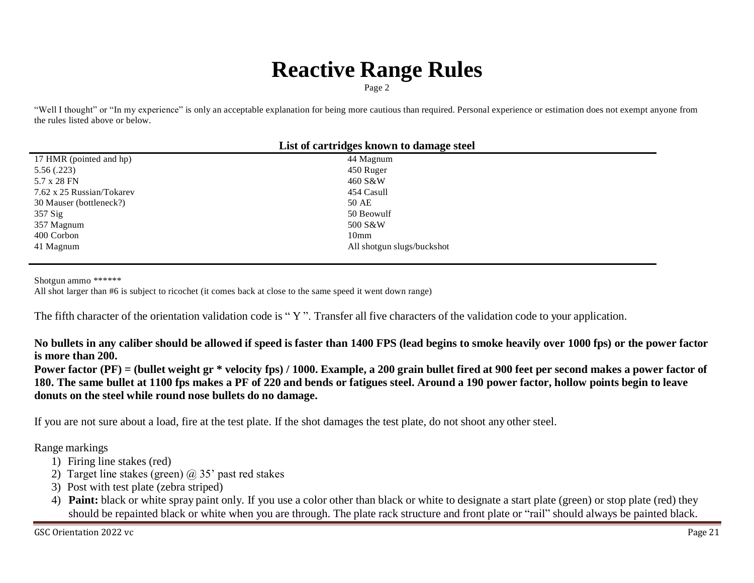# Reactive Range Rules

Page 2

"Well I thought" or "In my experience" is only an acceptable explanation for being more cautious than required. Personal experience or estimation does not exempt anyone from the rules listed above or below.

**List of cartridges known to damage steel**

| | |
|---|---|
| 17 HMR (pointed and hp) | 44 Magnum |
| 5.56 (.223) | 450 Ruger |
| 5.7 x 28 FN | 460 S&W |
| 7.62 x 25 Russian/Tokarev | 454 Casull |
| 30 Mauser (bottleneck?) | 50 AE |
| 357 Sig | 50 Beowulf |
| 357 Magnum | 500 S&W |
| 400 Corbon | 10mm |
| 41 Magnum | All shotgun slugs/buckshot |

Shotgun ammo ******
All shot larger than #6 is subject to ricochet (it comes back at close to the same speed it went down range)

The fifth character of the orientation validation code is " Y ". Transfer all five characters of the validation code to your application.

**No bullets in any caliber should be allowed if speed is faster than 1400 FPS (lead begins to smoke heavily over 1000 fps) or the power factor is more than 200.**
**Power factor (PF) = (bullet weight gr * velocity fps) / 1000. Example, a 200 grain bullet fired at 900 feet per second makes a power factor of 180. The same bullet at 1100 fps makes a PF of 220 and bends or fatigues steel. Around a 190 power factor, hollow points begin to leave donuts on the steel while round nose bullets do no damage.**

If you are not sure about a load, fire at the test plate. If the shot damages the test plate, do not shoot any other steel.

Range markings

1) Firing line stakes (red)
2) Target line stakes (green) @ 35' past red stakes
3) Post with test plate (zebra striped)
4) **Paint:** black or white spray paint only. If you use a color other than black or white to designate a start plate (green) or stop plate (red) they should be repainted black or white when you are through. The plate rack structure and front plate or "rail" should always be painted black.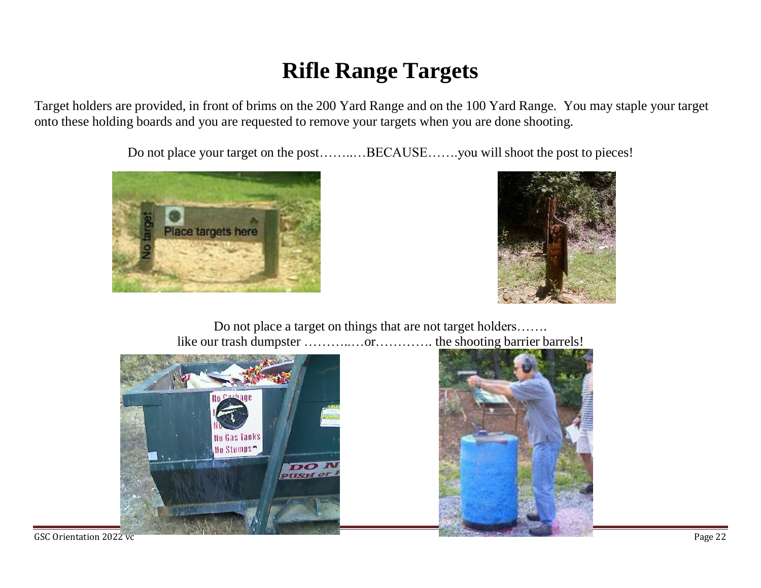# Rifle Range Targets

Target holders are provided, in front of brims on the 200 Yard Range and on the 100 Yard Range. You may staple your target onto these holding boards and you are requested to remove your targets when you are done shooting.

Do not place your target on the post……...…BECAUSE…….you will shoot the post to pieces!

Do not place a target on things that are not target holders…….
like our trash dumpster ………..…or…………. the shooting barrier barrels!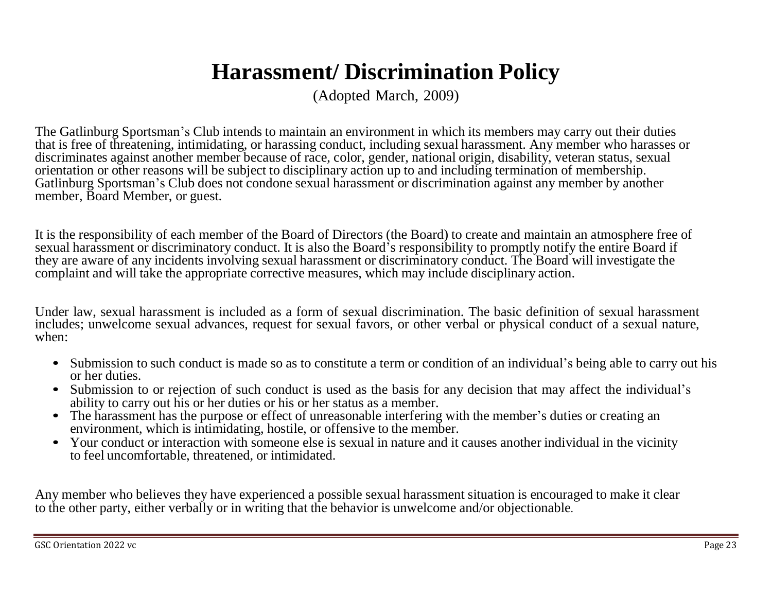# Harassment/ Discrimination Policy

(Adopted March, 2009)

The Gatlinburg Sportsman's Club intends to maintain an environment in which its members may carry out their duties that is free of threatening, intimidating, or harassing conduct, including sexual harassment. Any member who harasses or discriminates against another member because of race, color, gender, national origin, disability, veteran status, sexual orientation or other reasons will be subject to disciplinary action up to and including termination of membership. Gatlinburg Sportsman's Club does not condone sexual harassment or discrimination against any member by another member, Board Member, or guest.

It is the responsibility of each member of the Board of Directors (the Board) to create and maintain an atmosphere free of sexual harassment or discriminatory conduct. It is also the Board's responsibility to promptly notify the entire Board if they are aware of any incidents involving sexual harassment or discriminatory conduct. The Board will investigate the complaint and will take the appropriate corrective measures, which may include disciplinary action.

Under law, sexual harassment is included as a form of sexual discrimination. The basic definition of sexual harassment includes; unwelcome sexual advances, request for sexual favors, or other verbal or physical conduct of a sexual nature, when:

- Submission to such conduct is made so as to constitute a term or condition of an individual's being able to carry out his or her duties.
- Submission to or rejection of such conduct is used as the basis for any decision that may affect the individual's ability to carry out his or her duties or his or her status as a member.
- The harassment has the purpose or effect of unreasonable interfering with the member's duties or creating an environment, which is intimidating, hostile, or offensive to the member.
- Your conduct or interaction with someone else is sexual in nature and it causes another individual in the vicinity to feel uncomfortable, threatened, or intimidated.

Any member who believes they have experienced a possible sexual harassment situation is encouraged to make it clear to the other party, either verbally or in writing that the behavior is unwelcome and/or objectionable.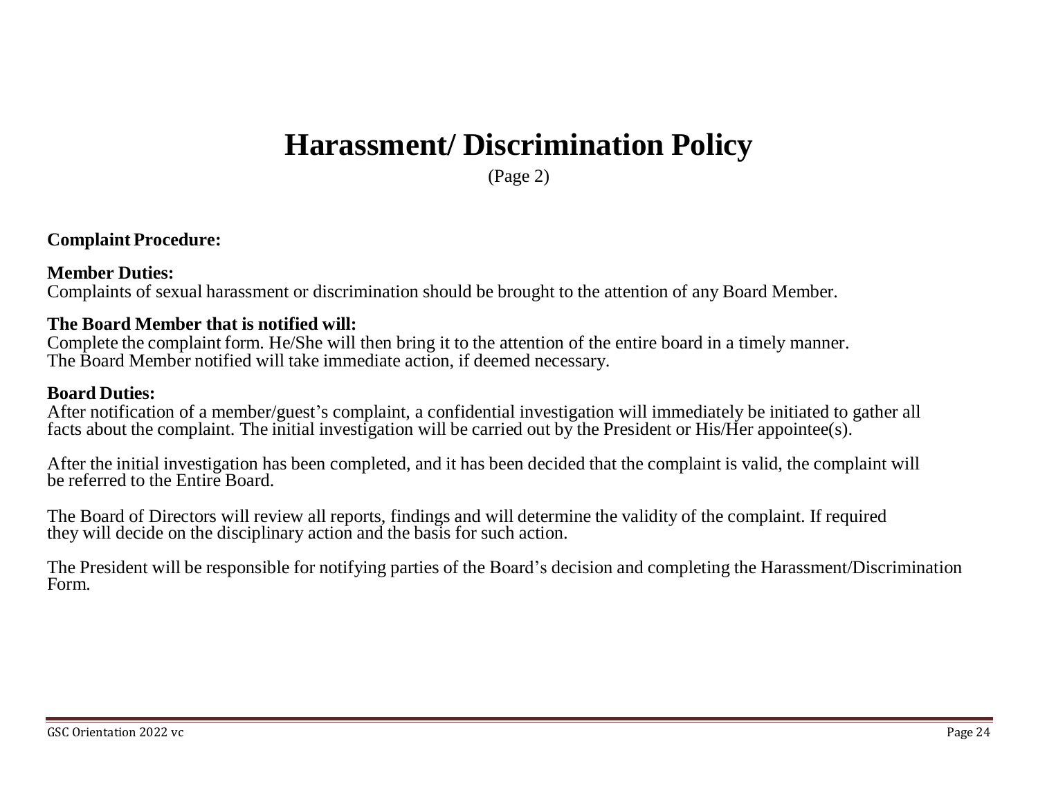# Harassment/ Discrimination Policy

(Page 2)

**Complaint Procedure:**

**Member Duties:**
Complaints of sexual harassment or discrimination should be brought to the attention of any Board Member.

**The Board Member that is notified will:**
Complete the complaint form. He/She will then bring it to the attention of the entire board in a timely manner.
The Board Member notified will take immediate action, if deemed necessary.

**Board Duties:**
After notification of a member/guest's complaint, a confidential investigation will immediately be initiated to gather all facts about the complaint. The initial investigation will be carried out by the President or His/Her appointee(s).

After the initial investigation has been completed, and it has been decided that the complaint is valid, the complaint will be referred to the Entire Board.

The Board of Directors will review all reports, findings and will determine the validity of the complaint. If required they will decide on the disciplinary action and the basis for such action.

The President will be responsible for notifying parties of the Board's decision and completing the Harassment/Discrimination Form.